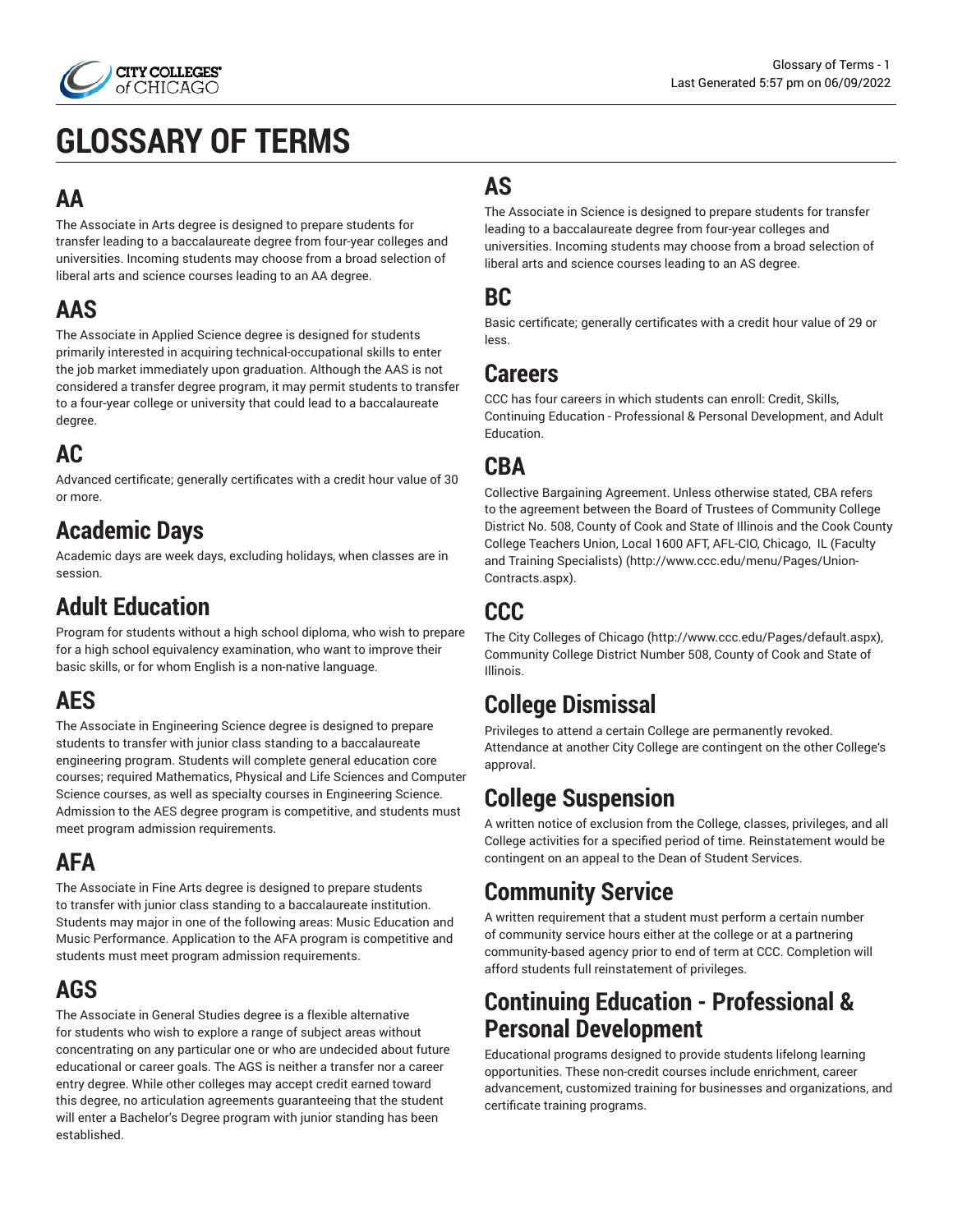# GLOSSARY OF TERMS

## AA

The Associate in Arts degree is designed to prepare students for transfer leading to a baccalaureate degree from four-year colleges and universities. Incoming students may choose from a broad selection of liberal arts and science courses leading to an AA degree.

## AAS

The Associate in Applied Science degree is designed for students primarily interested in acquiring technical-occupational skills to enter the job market immediately upon graduation. Although the AAS is not considered a transfer degree program, it may permit students to transfer to a four-year college or university that could lead to a baccalaureate degree.

## AC

Advanced certificate; generally certificates with a credit hour value of 30 or more.

## Academic Days

Academic days are week days, excluding holidays, when classes are in session.

## Adult Education

Program for students without a high school diploma, who wish to prepare for a high school equivalency examination, who want to improve their basic skills, or for whom English is a non-native language.

## AES

The Associate in Engineering Science degree is designed to prepare students to transfer with junior class standing to a baccalaureate engineering program. Students will complete general education core courses; required Mathematics, Physical and Life Sciences and Computer Science courses, as well as specialty courses in Engineering Science. Admission to the AES degree program is competitive, and students must meet program admission requirements.

## AFA

The Associate in Fine Arts degree is designed to prepare students to transfer with junior class standing to a baccalaureate institution. Students may major in one of the following areas: Music Education and Music Performance. Application to the AFA program is competitive and students must meet program admission requirements.

## AGS

The Associate in General Studies degree is a flexible alternative for students who wish to explore a range of subject areas without concentrating on any particular one or who are undecided about future educational or career goals. The AGS is neither a transfer nor a career entry degree. While other colleges may accept credit earned toward this degree, no articulation agreements guaranteeing that the student will enter a Bachelor's Degree program with junior standing has been established.

## AS

The Associate in Science is designed to prepare students for transfer leading to a baccalaureate degree from four-year colleges and universities. Incoming students may choose from a broad selection of liberal arts and science courses leading to an AS degree.

## BC

Basic certificate; generally certificates with a credit hour value of 29 or less.

## Careers

CCC has four careers in which students can enroll: Credit, Skills, Continuing Education - Professional & Personal Development, and Adult Education.

## CBA

Collective Bargaining Agreement. Unless otherwise stated, CBA refers to the agreement between the Board of Trustees of Community College District No. 508, County of Cook and State of Illinois and the Cook County College Teachers Union, Local 1600 AFT, AFL-CIO, Chicago, IL (Faculty and Training Specialists) (http://www.ccc.edu/menu/Pages/Union-Contracts.aspx).

## CCC

The City Colleges of Chicago (http://www.ccc.edu/Pages/default.aspx), Community College District Number 508, County of Cook and State of Illinois.

## College Dismissal

Privileges to attend a certain College are permanently revoked. Attendance at another City College are contingent on the other College's approval.

## College Suspension

A written notice of exclusion from the College, classes, privileges, and all College activities for a specified period of time. Reinstatement would be contingent on an appeal to the Dean of Student Services.

## Community Service

A written requirement that a student must perform a certain number of community service hours either at the college or at a partnering community-based agency prior to end of term at CCC. Completion will afford students full reinstatement of privileges.

## Continuing Education - Professional & Personal Development

Educational programs designed to provide students lifelong learning opportunities. These non-credit courses include enrichment, career advancement, customized training for businesses and organizations, and certificate training programs.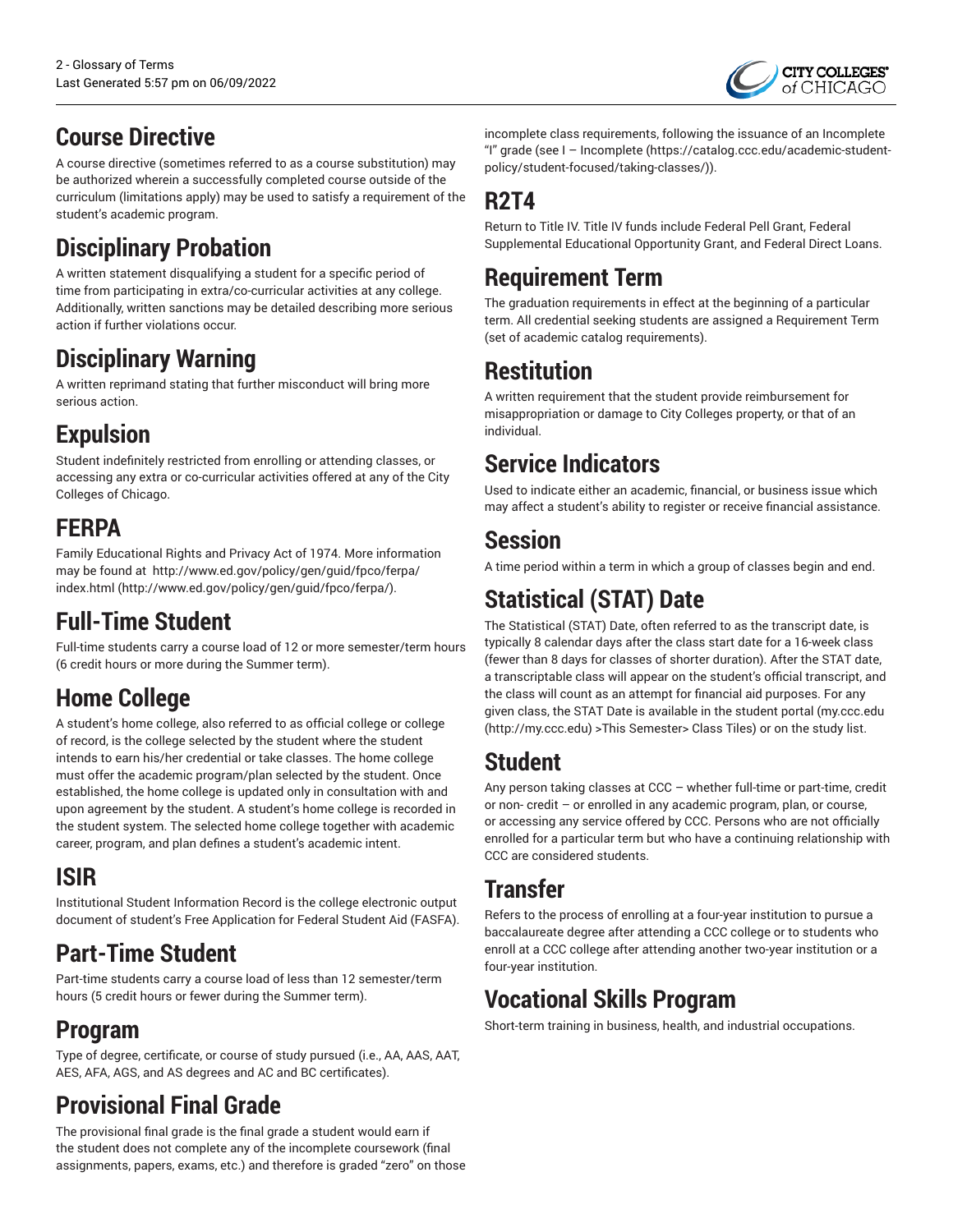## Course Directive

A course directive (sometimes referred to as a course substitution) may be authorized wherein a successfully completed course outside of the curriculum (limitations apply) may be used to satisfy a requirement of the student's academic program.

## Disciplinary Probation

A written statement disqualifying a student for a specific period of time from participating in extra/co-curricular activities at any college. Additionally, written sanctions may be detailed describing more serious action if further violations occur.

## Disciplinary Warning

A written reprimand stating that further misconduct will bring more serious action.

## Expulsion

Student indefinitely restricted from enrolling or attending classes, or accessing any extra or co-curricular activities offered at any of the City Colleges of Chicago.

## FERPA

Family Educational Rights and Privacy Act of 1974. More information may be found at http://www.ed.gov/policy/gen/guid/fpco/ferpa/index.html (http://www.ed.gov/policy/gen/guid/fpco/ferpa/).

## Full-Time Student

Full-time students carry a course load of 12 or more semester/term hours (6 credit hours or more during the Summer term).

## Home College

A student's home college, also referred to as official college or college of record, is the college selected by the student where the student intends to earn his/her credential or take classes. The home college must offer the academic program/plan selected by the student. Once established, the home college is updated only in consultation with and upon agreement by the student. A student's home college is recorded in the student system. The selected home college together with academic career, program, and plan defines a student's academic intent.

## ISIR

Institutional Student Information Record is the college electronic output document of student's Free Application for Federal Student Aid (FASFA).

## Part-Time Student

Part-time students carry a course load of less than 12 semester/term hours (5 credit hours or fewer during the Summer term).

## Program

Type of degree, certificate, or course of study pursued (i.e., AA, AAS, AAT, AES, AFA, AGS, and AS degrees and AC and BC certificates).

## Provisional Final Grade

The provisional final grade is the final grade a student would earn if the student does not complete any of the incomplete coursework (final assignments, papers, exams, etc.) and therefore is graded "zero" on those incomplete class requirements, following the issuance of an Incomplete "I" grade (see I – Incomplete (https://catalog.ccc.edu/academic-student-policy/student-focused/taking-classes/)).

## R2T4

Return to Title IV. Title IV funds include Federal Pell Grant, Federal Supplemental Educational Opportunity Grant, and Federal Direct Loans.

## Requirement Term

The graduation requirements in effect at the beginning of a particular term. All credential seeking students are assigned a Requirement Term (set of academic catalog requirements).

## Restitution

A written requirement that the student provide reimbursement for misappropriation or damage to City Colleges property, or that of an individual.

## Service Indicators

Used to indicate either an academic, financial, or business issue which may affect a student's ability to register or receive financial assistance.

## Session

A time period within a term in which a group of classes begin and end.

## Statistical (STAT) Date

The Statistical (STAT) Date, often referred to as the transcript date, is typically 8 calendar days after the class start date for a 16-week class (fewer than 8 days for classes of shorter duration). After the STAT date, a transcriptable class will appear on the student's official transcript, and the class will count as an attempt for financial aid purposes. For any given class, the STAT Date is available in the student portal (my.ccc.edu (http://my.ccc.edu) >This Semester> Class Tiles) or on the study list.

## Student

Any person taking classes at CCC – whether full-time or part-time, credit or non- credit – or enrolled in any academic program, plan, or course, or accessing any service offered by CCC. Persons who are not officially enrolled for a particular term but who have a continuing relationship with CCC are considered students.

## Transfer

Refers to the process of enrolling at a four-year institution to pursue a baccalaureate degree after attending a CCC college or to students who enroll at a CCC college after attending another two-year institution or a four-year institution.

## Vocational Skills Program

Short-term training in business, health, and industrial occupations.